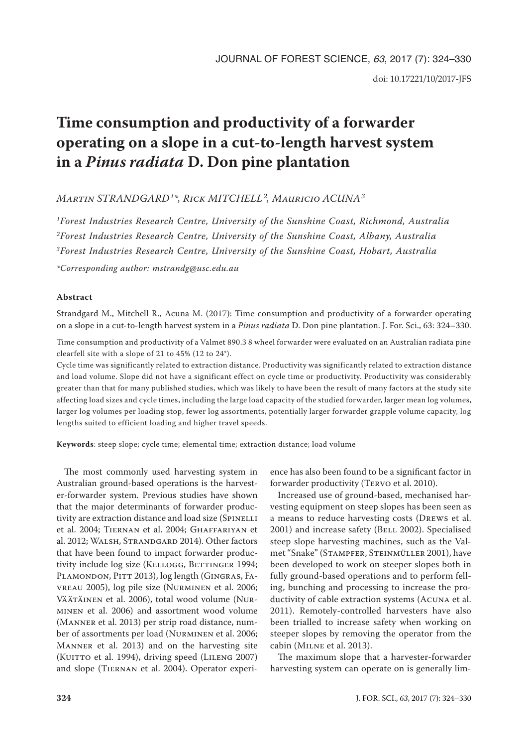# Time consumption and productivity of a forwarder operating on a slope in a cut-to-length harvest system in a *Pinus radiata* D. Don pine plantation

*Martin STRANDGARD[1]\*, Rick MITCHELL[2], Mauricio ACUNA[3]*

*[1]Forest Industries Research Centre, University of the Sunshine Coast, Richmond, Australia*
*[2]Forest Industries Research Centre, University of the Sunshine Coast, Albany, Australia*
*[3]Forest Industries Research Centre, University of the Sunshine Coast, Hobart, Australia*

*\*Corresponding author: mstrandg@usc.edu.au*

### Abstract

Strandgard M., Mitchell R., Acuna M. (2017): Time consumption and productivity of a forwarder operating on a slope in a cut-to-length harvest system in a *Pinus radiata* D. Don pine plantation. J. For. Sci., 63: 324–330.

Time consumption and productivity of a Valmet 890.3 8 wheel forwarder were evaluated on an Australian radiata pine clearfell site with a slope of 21 to 45% (12 to 24°).

Cycle time was significantly related to extraction distance. Productivity was significantly related to extraction distance and load volume. Slope did not have a significant effect on cycle time or productivity. Productivity was considerably greater than that for many published studies, which was likely to have been the result of many factors at the study site affecting load sizes and cycle times, including the large load capacity of the studied forwarder, larger mean log volumes, larger log volumes per loading stop, fewer log assortments, potentially larger forwarder grapple volume capacity, log lengths suited to efficient loading and higher travel speeds.

**Keywords**: steep slope; cycle time; elemental time; extraction distance; load volume

The most commonly used harvesting system in Australian ground-based operations is the harvester-forwarder system. Previous studies have shown that the major determinants of forwarder productivity are extraction distance and load size (Spinelli et al. 2004; Tiernan et al. 2004; Ghaffariyan et al. 2012; Walsh, Strandgard 2014). Other factors that have been found to impact forwarder productivity include log size (Kellogg, Bettinger 1994; Plamondon, Pitt 2013), log length (Gingras, Favreau 2005), log pile size (Nurminen et al. 2006; Väätäinen et al. 2006), total wood volume (Nurminen et al. 2006) and assortment wood volume (Manner et al. 2013) per strip road distance, number of assortments per load (Nurminen et al. 2006; Manner et al. 2013) and on the harvesting site (Kuitto et al. 1994), driving speed (Lileng 2007) and slope (Tiernan et al. 2004). Operator experience has also been found to be a significant factor in forwarder productivity (Tervo et al. 2010).

Increased use of ground-based, mechanised harvesting equipment on steep slopes has been seen as a means to reduce harvesting costs (Drews et al. 2001) and increase safety (Bell 2002). Specialised steep slope harvesting machines, such as the Valmet "Snake" (Stampfer, Steinmüller 2001), have been developed to work on steeper slopes both in fully ground-based operations and to perform felling, bunching and processing to increase the productivity of cable extraction systems (Acuna et al. 2011). Remotely-controlled harvesters have also been trialled to increase safety when working on steeper slopes by removing the operator from the cabin (Milne et al. 2013).

The maximum slope that a harvester-forwarder harvesting system can operate on is generally lim-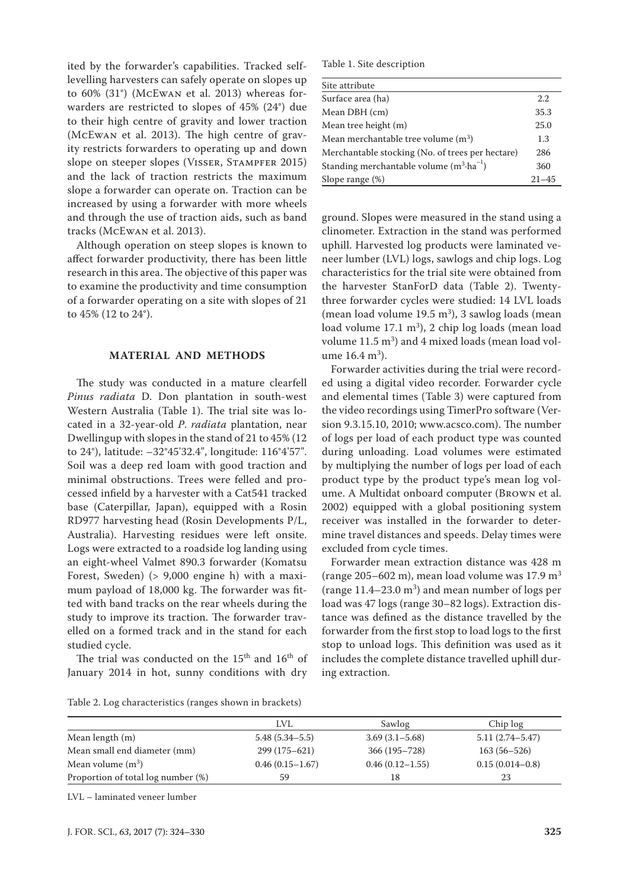ited by the forwarder's capabilities. Tracked self-levelling harvesters can safely operate on slopes up to 60% (31°) (McEwan et al. 2013) whereas forwarders are restricted to slopes of 45% (24°) due to their high centre of gravity and lower traction (McEwan et al. 2013). The high centre of gravity restricts forwarders to operating up and down slope on steeper slopes (Visser, Stampfer 2015) and the lack of traction restricts the maximum slope a forwarder can operate on. Traction can be increased by using a forwarder with more wheels and through the use of traction aids, such as band tracks (McEwan et al. 2013).

Although operation on steep slopes is known to affect forwarder productivity, there has been little research in this area. The objective of this paper was to examine the productivity and time consumption of a forwarder operating on a site with slopes of 21 to 45% (12 to 24°).

## MATERIAL AND METHODS

The study was conducted in a mature clearfell *Pinus radiata* D. Don plantation in south-west Western Australia (Table 1). The trial site was located in a 32-year-old *P. radiata* plantation, near Dwellingup with slopes in the stand of 21 to 45% (12 to 24°), latitude: –32°45'32.4", longitude: 116°4'57". Soil was a deep red loam with good traction and minimal obstructions. Trees were felled and processed infield by a harvester with a Cat541 tracked base (Caterpillar, Japan), equipped with a Rosin RD977 harvesting head (Rosin Developments P/L, Australia). Harvesting residues were left onsite. Logs were extracted to a roadside log landing using an eight-wheel Valmet 890.3 forwarder (Komatsu Forest, Sweden) (> 9,000 engine h) with a maximum payload of 18,000 kg. The forwarder was fitted with band tracks on the rear wheels during the study to improve its traction. The forwarder travelled on a formed track and in the stand for each studied cycle.

The trial was conducted on the 15th and 16th of January 2014 in hot, sunny conditions with dry ground. Slopes were measured in the stand using a clinometer. Extraction in the stand was performed uphill. Harvested log products were laminated veneer lumber (LVL) logs, sawlogs and chip logs. Log characteristics for the trial site were obtained from the harvester StanForD data (Table 2). Twenty-three forwarder cycles were studied: 14 LVL loads (mean load volume 19.5 $m^3$), 3 sawlog loads (mean load volume 17.1 $m^3$), 2 chip log loads (mean load volume 11.5 $m^3$) and 4 mixed loads (mean load volume 16.4 $m^3$).

Forwarder activities during the trial were recorded using a digital video recorder. Forwarder cycle and elemental times (Table 3) were captured from the video recordings using TimerPro software (Version 9.3.15.10, 2010; www.acsco.com). The number of logs per load of each product type was counted during unloading. Load volumes were estimated by multiplying the number of logs per load of each product type by the product type's mean log volume. A Multidat onboard computer (Brown et al. 2002) equipped with a global positioning system receiver was installed in the forwarder to determine travel distances and speeds. Delay times were excluded from cycle times.

Forwarder mean extraction distance was 428 m (range 205–602 m), mean load volume was 17.9 $m^3$ (range 11.4–23.0 $m^3$) and mean number of logs per load was 47 logs (range 30–82 logs). Extraction distance was defined as the distance travelled by the forwarder from the first stop to load logs to the first stop to unload logs. This definition was used as it includes the complete distance travelled uphill during extraction.

Table 1. Site description

| Site attribute | |
|---|---|
| Surface area (ha) | 2.2 |
| Mean DBH (cm) | 35.3 |
| Mean tree height (m) | 25.0 |
| Mean merchantable tree volume ($m^3$) | 1.3 |
| Merchantable stocking (No. of trees per hectare) | 286 |
| Standing merchantable volume ($m^3 \cdot ha^{-1}$) | 360 |
| Slope range (%) | 21–45 |

Table 2. Log characteristics (ranges shown in brackets)

| | LVL | Sawlog | Chip log |
|---|---|---|---|
| Mean length (m) | 5.48 (5.34–5.5) | 3.69 (3.1–5.68) | 5.11 (2.74–5.47) |
| Mean small end diameter (mm) | 299 (175–621) | 366 (195–728) | 163 (56–526) |
| Mean volume ($m^3$) | 0.46 (0.15–1.67) | 0.46 (0.12–1.55) | 0.15 (0.014–0.8) |
| Proportion of total log number (%) | 59 | 18 | 23 |

LVL – laminated veneer lumber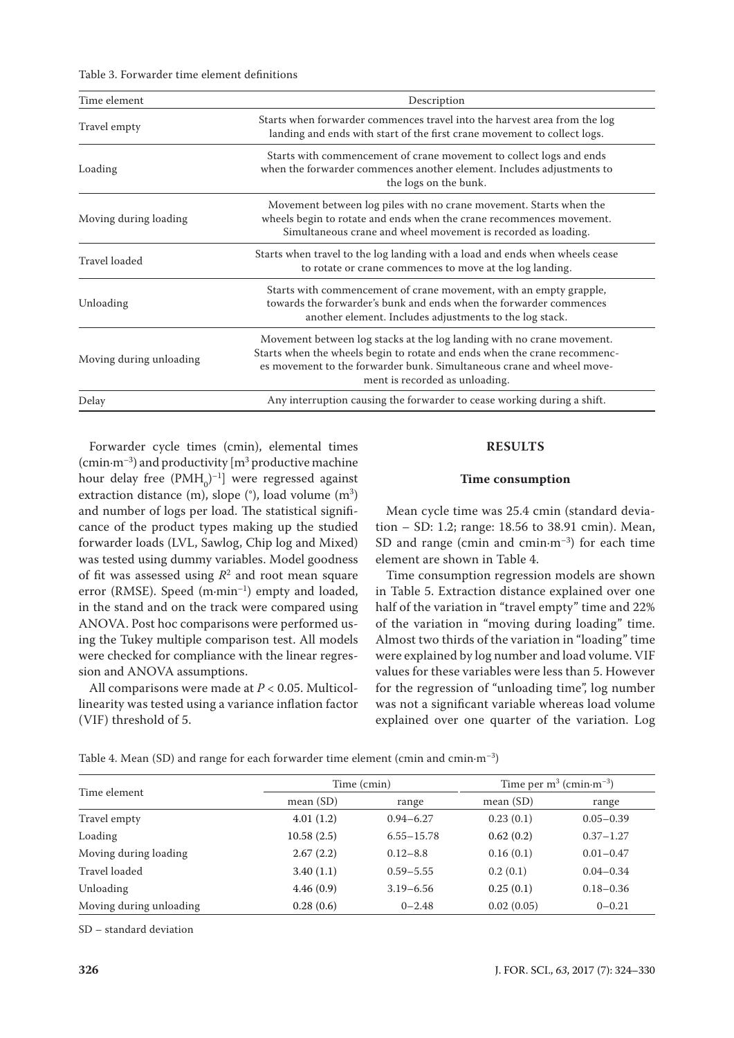Table 3. Forwarder time element definitions

| Time element | Description |
|---|---|
| Travel empty | Starts when forwarder commences travel into the harvest area from the log landing and ends with start of the first crane movement to collect logs. |
| Loading | Starts with commencement of crane movement to collect logs and ends when the forwarder commences another element. Includes adjustments to the logs on the bunk. |
| Moving during loading | Movement between log piles with no crane movement. Starts when the wheels begin to rotate and ends when the crane recommences movement. Simultaneous crane and wheel movement is recorded as loading. |
| Travel loaded | Starts when travel to the log landing with a load and ends when wheels cease to rotate or crane commences to move at the log landing. |
| Unloading | Starts with commencement of crane movement, with an empty grapple, towards the forwarder's bunk and ends when the forwarder commences another element. Includes adjustments to the log stack. |
| Moving during unloading | Movement between log stacks at the log landing with no crane movement. Starts when the wheels begin to rotate and ends when the crane recommences movement to the forwarder bunk. Simultaneous crane and wheel movement is recorded as unloading. |
| Delay | Any interruption causing the forwarder to cease working during a shift. |

Forwarder cycle times (cmin), elemental times (cmin·$m^{-3}$) and productivity [$m^3$ productive machine hour delay free $(PMH_0)^{-1}$] were regressed against extraction distance (m), slope (°), load volume ($m^3$) and number of logs per load. The statistical significance of the product types making up the studied forwarder loads (LVL, Sawlog, Chip log and Mixed) was tested using dummy variables. Model goodness of fit was assessed using $R^2$ and root mean square error (RMSE). Speed (m·$min^{-1}$) empty and loaded, in the stand and on the track were compared using ANOVA. Post hoc comparisons were performed using the Tukey multiple comparison test. All models were checked for compliance with the linear regression and ANOVA assumptions.

All comparisons were made at $P < 0.05$. Multicollinearity was tested using a variance inflation factor (VIF) threshold of 5.

## RESULTS

### Time consumption

Mean cycle time was 25.4 cmin (standard deviation – SD: 1.2; range: 18.56 to 38.91 cmin). Mean, SD and range (cmin and cmin·$m^{-3}$) for each time element are shown in Table 4.

Time consumption regression models are shown in Table 5. Extraction distance explained over one half of the variation in "travel empty" time and 22% of the variation in "moving during loading" time. Almost two thirds of the variation in "loading" time were explained by log number and load volume. VIF values for these variables were less than 5. However for the regression of "unloading time", log number was not a significant variable whereas load volume explained over one quarter of the variation. Log

Table 4. Mean (SD) and range for each forwarder time element (cmin and cmin·$m^{-3}$)

| Time element | Time (cmin) | | Time per $m^3$ (cmin·$m^{-3}$) | |
|---|---|---|---|---|
| | mean (SD) | range | mean (SD) | range |
| Travel empty | 4.01 (1.2) | 0.94–6.27 | 0.23 (0.1) | 0.05–0.39 |
| Loading | 10.58 (2.5) | 6.55–15.78 | 0.62 (0.2) | 0.37–1.27 |
| Moving during loading | 2.67 (2.2) | 0.12–8.8 | 0.16 (0.1) | 0.01–0.47 |
| Travel loaded | 3.40 (1.1) | 0.59–5.55 | 0.2 (0.1) | 0.04–0.34 |
| Unloading | 4.46 (0.9) | 3.19–6.56 | 0.25 (0.1) | 0.18–0.36 |
| Moving during unloading | 0.28 (0.6) | 0–2.48 | 0.02 (0.05) | 0–0.21 |

SD – standard deviation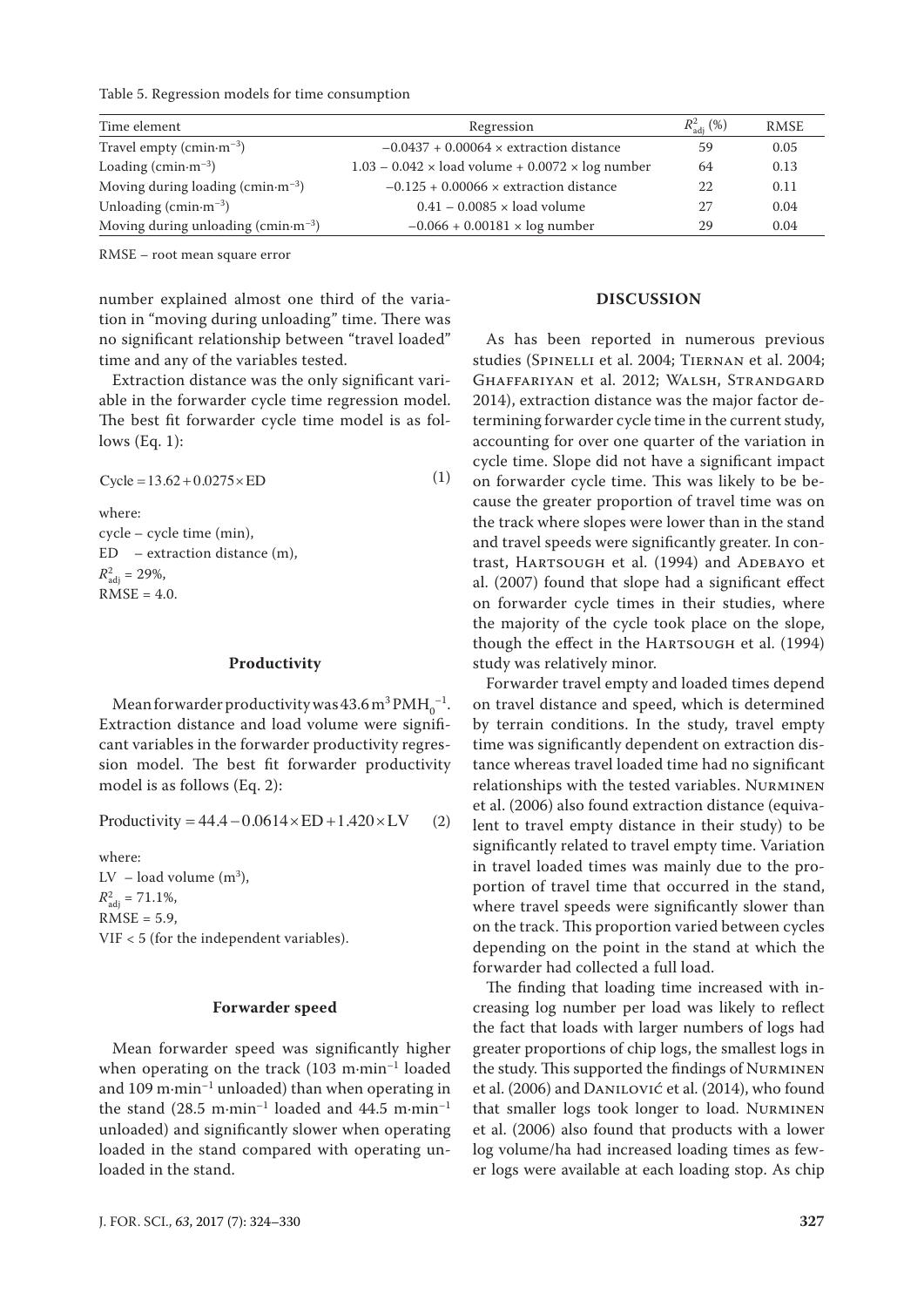Table 5. Regression models for time consumption

| Time element | Regression | $R^2_{adj}$ (%) | RMSE |
|---|---|---|---|
| Travel empty ($cmin \cdot m^{-3}$) | $-0.0437 + 0.00064 \times$ extraction distance | 59 | 0.05 |
| Loading ($cmin \cdot m^{-3}$) | $1.03 - 0.042 \times$ load volume $+ 0.0072 \times$ log number | 64 | 0.13 |
| Moving during loading ($cmin \cdot m^{-3}$) | $-0.125 + 0.00066 \times$ extraction distance | 22 | 0.11 |
| Unloading ($cmin \cdot m^{-3}$) | $0.41 - 0.0085 \times$ load volume | 27 | 0.04 |
| Moving during unloading ($cmin \cdot m^{-3}$) | $-0.066 + 0.00181 \times$ log number | 29 | 0.04 |

RMSE – root mean square error

number explained almost one third of the variation in "moving during unloading" time. There was no significant relationship between "travel loaded" time and any of the variables tested.

Extraction distance was the only significant variable in the forwarder cycle time regression model. The best fit forwarder cycle time model is as follows (Eq. 1):

$$\text{Cycle} = 13.62 + 0.0275 \times \text{ED} \tag{1}$$

where:
cycle – cycle time (min),
ED – extraction distance (m),
$R^2_{adj} = 29\%$,
RMSE = 4.0.

#### Productivity

Mean forwarder productivity was 43.6 $m^3\,PMH_0^{-1}$. Extraction distance and load volume were significant variables in the forwarder productivity regression model. The best fit forwarder productivity model is as follows (Eq. 2):

$$\text{Productivity} = 44.4 - 0.0614 \times \text{ED} + 1.420 \times \text{LV} \tag{2}$$

where:
LV – load volume ($m^3$),
$R^2_{adj} = 71.1\%$,
RMSE = 5.9,
VIF < 5 (for the independent variables).

#### Forwarder speed

Mean forwarder speed was significantly higher when operating on the track (103 $m \cdot min^{-1}$ loaded and 109 $m \cdot min^{-1}$ unloaded) than when operating in the stand (28.5 $m \cdot min^{-1}$ loaded and 44.5 $m \cdot min^{-1}$ unloaded) and significantly slower when operating loaded in the stand compared with operating unloaded in the stand.

## DISCUSSION

As has been reported in numerous previous studies (Spinelli et al. 2004; Tiernan et al. 2004; Ghaffariyan et al. 2012; Walsh, Strandgard 2014), extraction distance was the major factor determining forwarder cycle time in the current study, accounting for over one quarter of the variation in cycle time. Slope did not have a significant impact on forwarder cycle time. This was likely to be because the greater proportion of travel time was on the track where slopes were lower than in the stand and travel speeds were significantly greater. In contrast, Hartsough et al. (1994) and Adebayo et al. (2007) found that slope had a significant effect on forwarder cycle times in their studies, where the majority of the cycle took place on the slope, though the effect in the Hartsough et al. (1994) study was relatively minor.

Forwarder travel empty and loaded times depend on travel distance and speed, which is determined by terrain conditions. In the study, travel empty time was significantly dependent on extraction distance whereas travel loaded time had no significant relationships with the tested variables. Nurminen et al. (2006) also found extraction distance (equivalent to travel empty distance in their study) to be significantly related to travel empty time. Variation in travel loaded times was mainly due to the proportion of travel time that occurred in the stand, where travel speeds were significantly slower than on the track. This proportion varied between cycles depending on the point in the stand at which the forwarder had collected a full load.

The finding that loading time increased with increasing log number per load was likely to reflect the fact that loads with larger numbers of logs had greater proportions of chip logs, the smallest logs in the study. This supported the findings of Nurminen et al. (2006) and Danilović et al. (2014), who found that smaller logs took longer to load. Nurminen et al. (2006) also found that products with a lower log volume/ha had increased loading times as fewer logs were available at each loading stop. As chip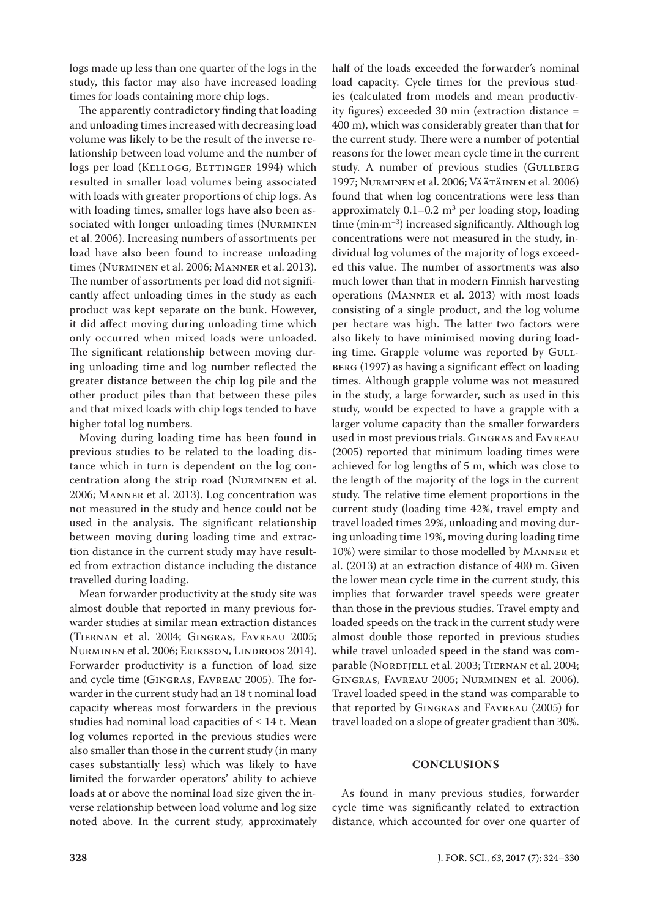logs made up less than one quarter of the logs in the study, this factor may also have increased loading times for loads containing more chip logs.

The apparently contradictory finding that loading and unloading times increased with decreasing load volume was likely to be the result of the inverse relationship between load volume and the number of logs per load (Kellogg, Bettinger 1994) which resulted in smaller load volumes being associated with loads with greater proportions of chip logs. As with loading times, smaller logs have also been associated with longer unloading times (Nurminen et al. 2006). Increasing numbers of assortments per load have also been found to increase unloading times (Nurminen et al. 2006; Manner et al. 2013). The number of assortments per load did not significantly affect unloading times in the study as each product was kept separate on the bunk. However, it did affect moving during unloading time which only occurred when mixed loads were unloaded. The significant relationship between moving during unloading time and log number reflected the greater distance between the chip log pile and the other product piles than that between these piles and that mixed loads with chip logs tended to have higher total log numbers.

Moving during loading time has been found in previous studies to be related to the loading distance which in turn is dependent on the log concentration along the strip road (Nurminen et al. 2006; Manner et al. 2013). Log concentration was not measured in the study and hence could not be used in the analysis. The significant relationship between moving during loading time and extraction distance in the current study may have resulted from extraction distance including the distance travelled during loading.

Mean forwarder productivity at the study site was almost double that reported in many previous forwarder studies at similar mean extraction distances (Tiernan et al. 2004; Gingras, Favreau 2005; Nurminen et al. 2006; Eriksson, Lindroos 2014). Forwarder productivity is a function of load size and cycle time (Gingras, Favreau 2005). The forwarder in the current study had an 18 t nominal load capacity whereas most forwarders in the previous studies had nominal load capacities of ≤ 14 t. Mean log volumes reported in the previous studies were also smaller than those in the current study (in many cases substantially less) which was likely to have limited the forwarder operators' ability to achieve loads at or above the nominal load size given the inverse relationship between load volume and log size noted above. In the current study, approximately half of the loads exceeded the forwarder's nominal load capacity. Cycle times for the previous studies (calculated from models and mean productivity figures) exceeded 30 min (extraction distance = 400 m), which was considerably greater than that for the current study. There were a number of potential reasons for the lower mean cycle time in the current study. A number of previous studies (Gullberg 1997; Nurminen et al. 2006; Väätäinen et al. 2006) found that when log concentrations were less than approximately 0.1–0.2 $m^3$ per loading stop, loading time ($min \cdot m^{-3}$) increased significantly. Although log concentrations were not measured in the study, individual log volumes of the majority of logs exceeded this value. The number of assortments was also much lower than that in modern Finnish harvesting operations (Manner et al. 2013) with most loads consisting of a single product, and the log volume per hectare was high. The latter two factors were also likely to have minimised moving during loading time. Grapple volume was reported by Gullberg (1997) as having a significant effect on loading times. Although grapple volume was not measured in the study, a large forwarder, such as used in this study, would be expected to have a grapple with a larger volume capacity than the smaller forwarders used in most previous trials. Gingras and Favreau (2005) reported that minimum loading times were achieved for log lengths of 5 m, which was close to the length of the majority of the logs in the current study. The relative time element proportions in the current study (loading time 42%, travel empty and travel loaded times 29%, unloading and moving during unloading time 19%, moving during loading time 10%) were similar to those modelled by Manner et al. (2013) at an extraction distance of 400 m. Given the lower mean cycle time in the current study, this implies that forwarder travel speeds were greater than those in the previous studies. Travel empty and loaded speeds on the track in the current study were almost double those reported in previous studies while travel unloaded speed in the stand was comparable (Nordfjell et al. 2003; Tiernan et al. 2004; Gingras, Favreau 2005; Nurminen et al. 2006). Travel loaded speed in the stand was comparable to that reported by Gingras and Favreau (2005) for travel loaded on a slope of greater gradient than 30%.

## CONCLUSIONS

As found in many previous studies, forwarder cycle time was significantly related to extraction distance, which accounted for over one quarter of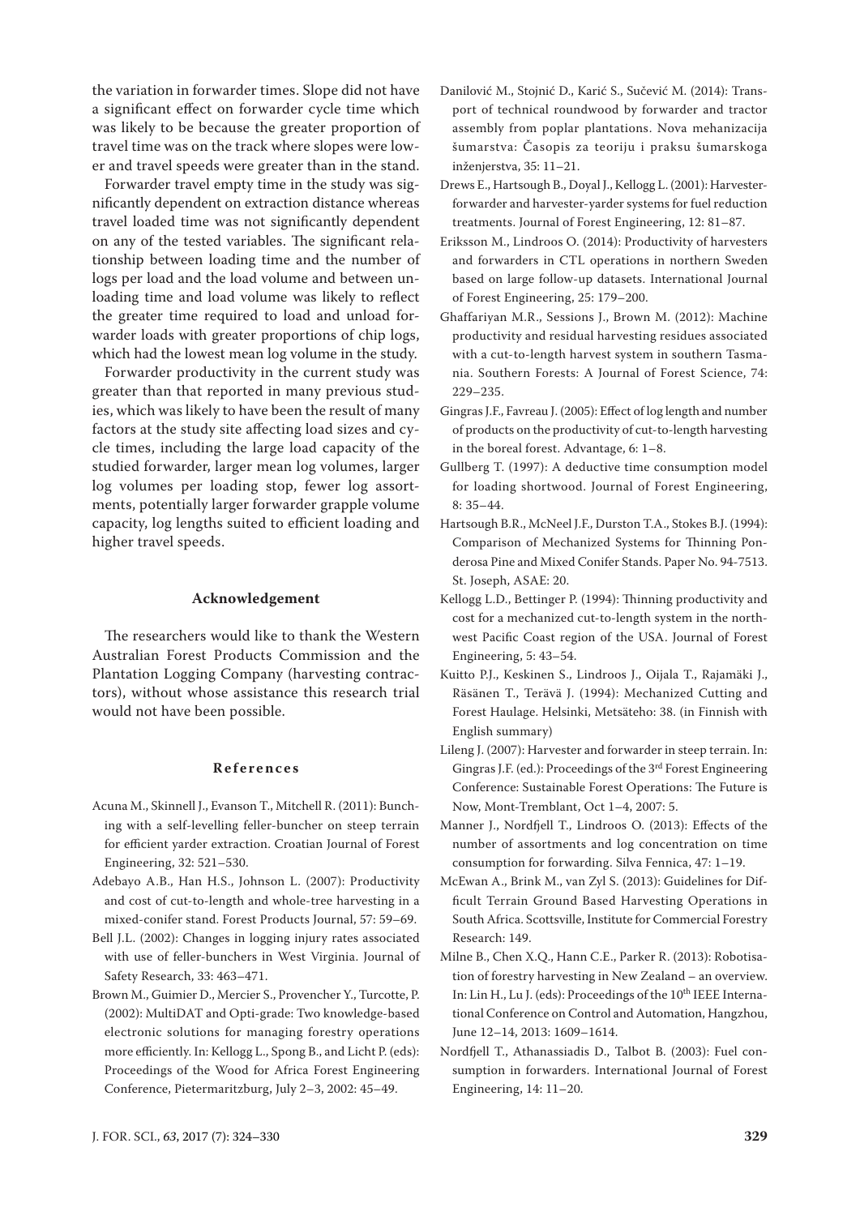the variation in forwarder times. Slope did not have a significant effect on forwarder cycle time which was likely to be because the greater proportion of travel time was on the track where slopes were lower and travel speeds were greater than in the stand.

Forwarder travel empty time in the study was significantly dependent on extraction distance whereas travel loaded time was not significantly dependent on any of the tested variables. The significant relationship between loading time and the number of logs per load and the load volume and between unloading time and load volume was likely to reflect the greater time required to load and unload forwarder loads with greater proportions of chip logs, which had the lowest mean log volume in the study.

Forwarder productivity in the current study was greater than that reported in many previous studies, which was likely to have been the result of many factors at the study site affecting load sizes and cycle times, including the large load capacity of the studied forwarder, larger mean log volumes, larger log volumes per loading stop, fewer log assortments, potentially larger forwarder grapple volume capacity, log lengths suited to efficient loading and higher travel speeds.

## Acknowledgement

The researchers would like to thank the Western Australian Forest Products Commission and the Plantation Logging Company (harvesting contractors), without whose assistance this research trial would not have been possible.

## References

Acuna M., Skinnell J., Evanson T., Mitchell R. (2011): Bunching with a self-levelling feller-buncher on steep terrain for efficient yarder extraction. Croatian Journal of Forest Engineering, 32: 521–530.

Adebayo A.B., Han H.S., Johnson L. (2007): Productivity and cost of cut-to-length and whole-tree harvesting in a mixed-conifer stand. Forest Products Journal, 57: 59–69.

Bell J.L. (2002): Changes in logging injury rates associated with use of feller-bunchers in West Virginia. Journal of Safety Research, 33: 463–471.

Brown M., Guimier D., Mercier S., Provencher Y., Turcotte, P. (2002): MultiDAT and Opti-grade: Two knowledge-based electronic solutions for managing forestry operations more efficiently. In: Kellogg L., Spong B., and Licht P. (eds): Proceedings of the Wood for Africa Forest Engineering Conference, Pietermaritzburg, July 2–3, 2002: 45–49.

Danilović M., Stojnić D., Karić S., Sučević M. (2014): Transport of technical roundwood by forwarder and tractor assembly from poplar plantations. Nova mehanizacija šumarstva: Časopis za teoriju i praksu šumarskoga inženjerstva, 35: 11–21.

Drews E., Hartsough B., Doyal J., Kellogg L. (2001): Harvester-forwarder and harvester-yarder systems for fuel reduction treatments. Journal of Forest Engineering, 12: 81–87.

Eriksson M., Lindroos O. (2014): Productivity of harvesters and forwarders in CTL operations in northern Sweden based on large follow-up datasets. International Journal of Forest Engineering, 25: 179–200.

Ghaffariyan M.R., Sessions J., Brown M. (2012): Machine productivity and residual harvesting residues associated with a cut-to-length harvest system in southern Tasmania. Southern Forests: A Journal of Forest Science, 74: 229–235.

Gingras J.F., Favreau J. (2005): Effect of log length and number of products on the productivity of cut-to-length harvesting in the boreal forest. Advantage, 6: 1–8.

Gullberg T. (1997): A deductive time consumption model for loading shortwood. Journal of Forest Engineering, 8: 35–44.

Hartsough B.R., McNeel J.F., Durston T.A., Stokes B.J. (1994): Comparison of Mechanized Systems for Thinning Ponderosa Pine and Mixed Conifer Stands. Paper No. 94-7513. St. Joseph, ASAE: 20.

Kellogg L.D., Bettinger P. (1994): Thinning productivity and cost for a mechanized cut-to-length system in the northwest Pacific Coast region of the USA. Journal of Forest Engineering, 5: 43–54.

Kuitto P.J., Keskinen S., Lindroos J., Oijala T., Rajamäki J., Räsänen T., Terävä J. (1994): Mechanized Cutting and Forest Haulage. Helsinki, Metsäteho: 38. (in Finnish with English summary)

Lileng J. (2007): Harvester and forwarder in steep terrain. In: Gingras J.F. (ed.): Proceedings of the 3rd Forest Engineering Conference: Sustainable Forest Operations: The Future is Now, Mont-Tremblant, Oct 1–4, 2007: 5.

Manner J., Nordfjell T., Lindroos O. (2013): Effects of the number of assortments and log concentration on time consumption for forwarding. Silva Fennica, 47: 1–19.

McEwan A., Brink M., van Zyl S. (2013): Guidelines for Difficult Terrain Ground Based Harvesting Operations in South Africa. Scottsville, Institute for Commercial Forestry Research: 149.

Milne B., Chen X.Q., Hann C.E., Parker R. (2013): Robotisation of forestry harvesting in New Zealand – an overview. In: Lin H., Lu J. (eds): Proceedings of the 10th IEEE International Conference on Control and Automation, Hangzhou, June 12–14, 2013: 1609–1614.

Nordfjell T., Athanassiadis D., Talbot B. (2003): Fuel consumption in forwarders. International Journal of Forest Engineering, 14: 11–20.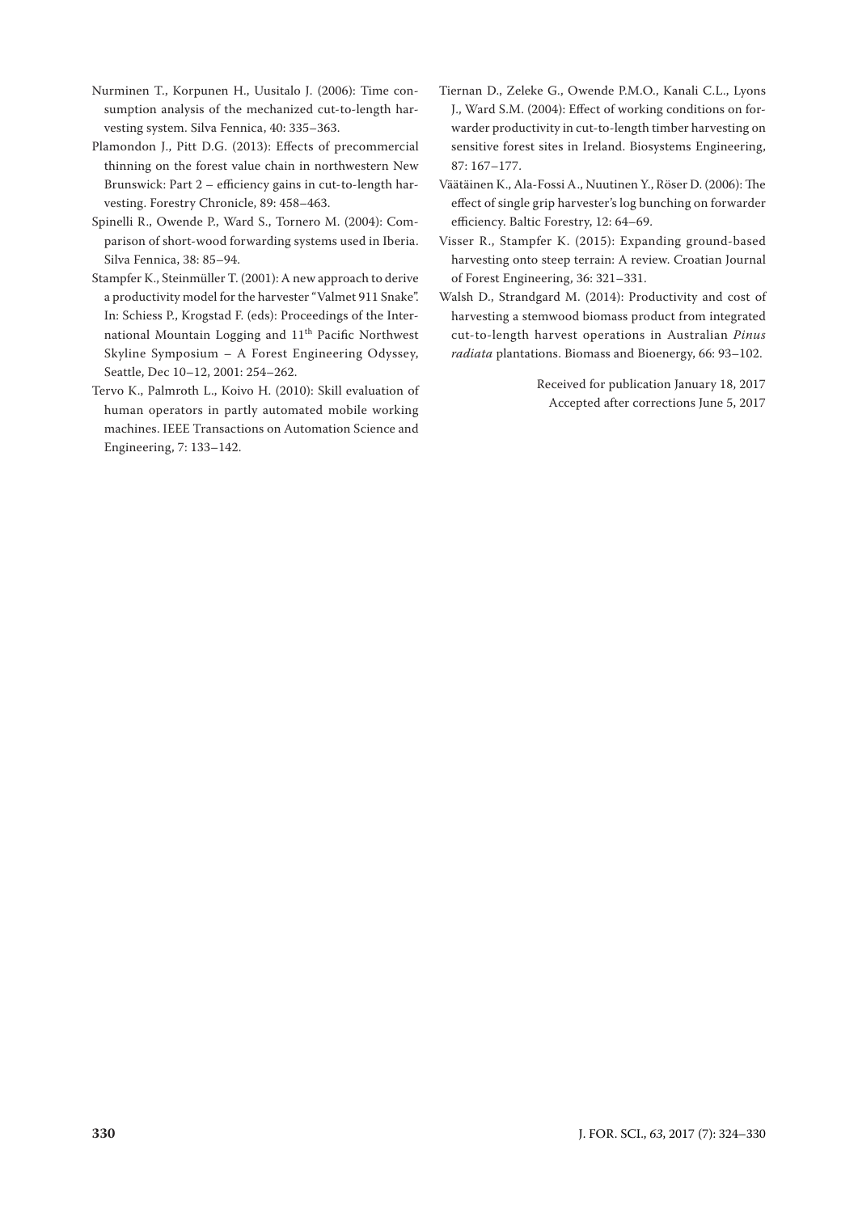Nurminen T., Korpunen H., Uusitalo J. (2006): Time consumption analysis of the mechanized cut-to-length harvesting system. Silva Fennica, 40: 335–363.

Plamondon J., Pitt D.G. (2013): Effects of precommercial thinning on the forest value chain in northwestern New Brunswick: Part 2 – efficiency gains in cut-to-length harvesting. Forestry Chronicle, 89: 458–463.

Spinelli R., Owende P., Ward S., Tornero M. (2004): Comparison of short-wood forwarding systems used in Iberia. Silva Fennica, 38: 85–94.

Stampfer K., Steinmüller T. (2001): A new approach to derive a productivity model for the harvester "Valmet 911 Snake". In: Schiess P., Krogstad F. (eds): Proceedings of the International Mountain Logging and 11th Pacific Northwest Skyline Symposium – A Forest Engineering Odyssey, Seattle, Dec 10–12, 2001: 254–262.

Tervo K., Palmroth L., Koivo H. (2010): Skill evaluation of human operators in partly automated mobile working machines. IEEE Transactions on Automation Science and Engineering, 7: 133–142.

Tiernan D., Zeleke G., Owende P.M.O., Kanali C.L., Lyons J., Ward S.M. (2004): Effect of working conditions on forwarder productivity in cut-to-length timber harvesting on sensitive forest sites in Ireland. Biosystems Engineering, 87: 167–177.

Väätäinen K., Ala-Fossi A., Nuutinen Y., Röser D. (2006): The effect of single grip harvester's log bunching on forwarder efficiency. Baltic Forestry, 12: 64–69.

Visser R., Stampfer K. (2015): Expanding ground-based harvesting onto steep terrain: A review. Croatian Journal of Forest Engineering, 36: 321–331.

Walsh D., Strandgard M. (2014): Productivity and cost of harvesting a stemwood biomass product from integrated cut-to-length harvest operations in Australian *Pinus radiata* plantations. Biomass and Bioenergy, 66: 93–102.

Received for publication January 18, 2017
Accepted after corrections June 5, 2017